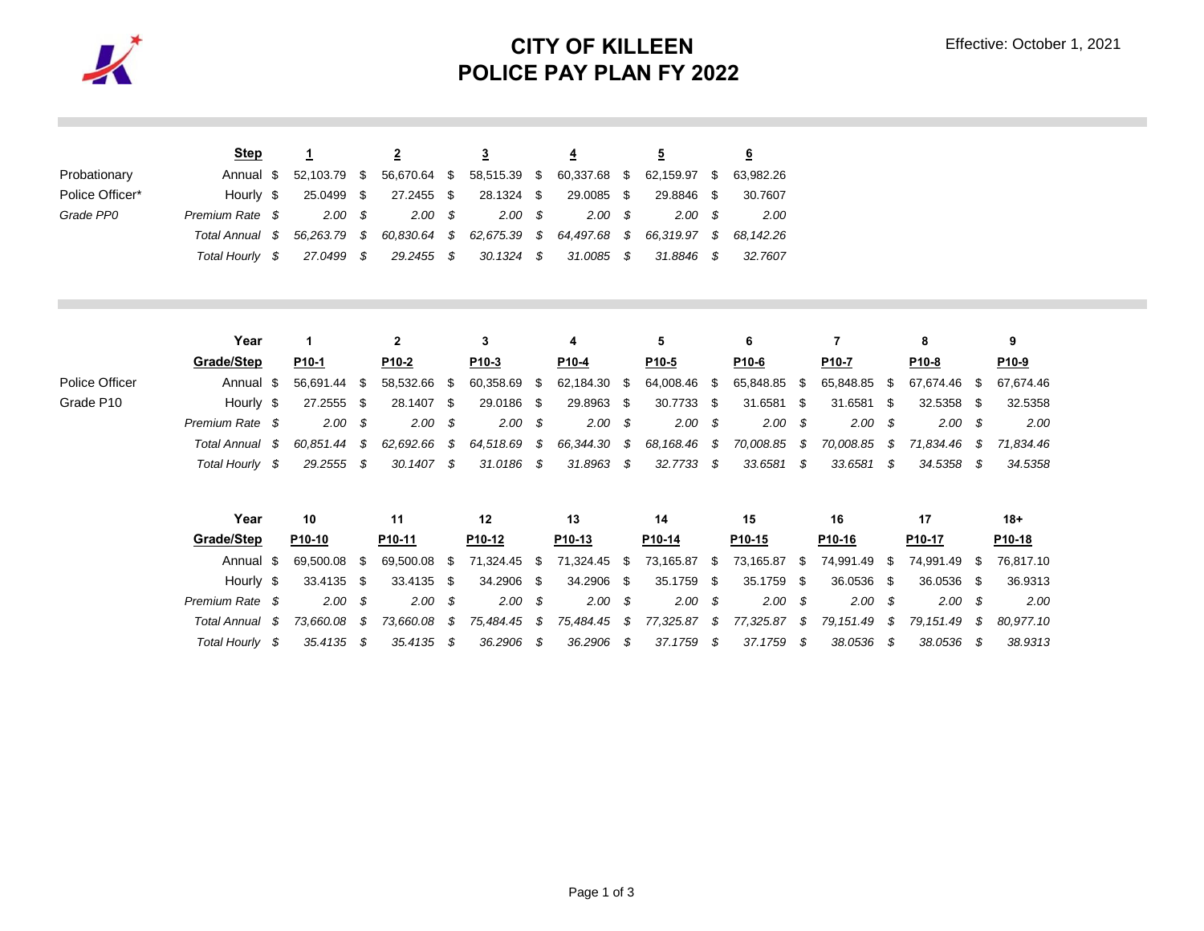# CITY OF KILLEEN
# POLICE PAY PLAN FY 2022

Effective: October 1, 2021

| | Step | 1 | 2 | 3 | 4 | 5 | 6 |
|---|---|---|---|---|---|---|---|
| Probationary | Annual | $ 52,103.79 | $ 56,670.64 | $ 58,515.39 | $ 60,337.68 | $ 62,159.97 | $ 63,982.26 |
| Police Officer* | Hourly | $ 25.0499 | $ 27.2455 | $ 28.1324 | $ 29.0085 | $ 29.8846 | $ 30.7607 |
| *Grade PP0* | *Premium Rate* | *$ 2.00* | *$ 2.00* | *$ 2.00* | *$ 2.00* | *$ 2.00* | *$ 2.00* |
| | *Total Annual* | *$ 56,263.79* | *$ 60,830.64* | *$ 62,675.39* | *$ 64,497.68* | *$ 66,319.97* | *$ 68,142.26* |
| | *Total Hourly* | *$ 27.0499* | *$ 29.2455* | *$ 30.1324* | *$ 31.0085* | *$ 31.8846* | *$ 32.7607* |

| | Year | 1 | 2 | 3 | 4 | 5 | 6 | 7 | 8 | 9 |
|---|---|---|---|---|---|---|---|---|---|---|
| | Grade/Step | P10-1 | P10-2 | P10-3 | P10-4 | P10-5 | P10-6 | P10-7 | P10-8 | P10-9 |
| Police Officer | Annual | $ 56,691.44 | $ 58,532.66 | $ 60,358.69 | $ 62,184.30 | $ 64,008.46 | $ 65,848.85 | $ 65,848.85 | $ 67,674.46 | $ 67,674.46 |
| Grade P10 | Hourly | $ 27.2555 | $ 28.1407 | $ 29.0186 | $ 29.8963 | $ 30.7733 | $ 31.6581 | $ 31.6581 | $ 32.5358 | $ 32.5358 |
| | *Premium Rate* | *$ 2.00* | *$ 2.00* | *$ 2.00* | *$ 2.00* | *$ 2.00* | *$ 2.00* | *$ 2.00* | *$ 2.00* | *$ 2.00* |
| | *Total Annual* | *$ 60,851.44* | *$ 62,692.66* | *$ 64,518.69* | *$ 66,344.30* | *$ 68,168.46* | *$ 70,008.85* | *$ 70,008.85* | *$ 71,834.46* | *$ 71,834.46* |
| | *Total Hourly* | *$ 29.2555* | *$ 30.1407* | *$ 31.0186* | *$ 31.8963* | *$ 32.7733* | *$ 33.6581* | *$ 33.6581* | *$ 34.5358* | *$ 34.5358* |
| | **Year** | **10** | **11** | **12** | **13** | **14** | **15** | **16** | **17** | **18+** |
| | **Grade/Step** | **P10-10** | **P10-11** | **P10-12** | **P10-13** | **P10-14** | **P10-15** | **P10-16** | **P10-17** | **P10-18** |
| | Annual | $ 69,500.08 | $ 69,500.08 | $ 71,324.45 | $ 71,324.45 | $ 73,165.87 | $ 73,165.87 | $ 74,991.49 | $ 74,991.49 | $ 76,817.10 |
| | Hourly | $ 33.4135 | $ 33.4135 | $ 34.2906 | $ 34.2906 | $ 35.1759 | $ 35.1759 | $ 36.0536 | $ 36.0536 | $ 36.9313 |
| | *Premium Rate* | *$ 2.00* | *$ 2.00* | *$ 2.00* | *$ 2.00* | *$ 2.00* | *$ 2.00* | *$ 2.00* | *$ 2.00* | *$ 2.00* |
| | *Total Annual* | *$ 73,660.08* | *$ 73,660.08* | *$ 75,484.45* | *$ 75,484.45* | *$ 77,325.87* | *$ 77,325.87* | *$ 79,151.49* | *$ 79,151.49* | *$ 80,977.10* |
| | *Total Hourly* | *$ 35.4135* | *$ 35.4135* | *$ 36.2906* | *$ 36.2906* | *$ 37.1759* | *$ 37.1759* | *$ 38.0536* | *$ 38.0536* | *$ 38.9313* |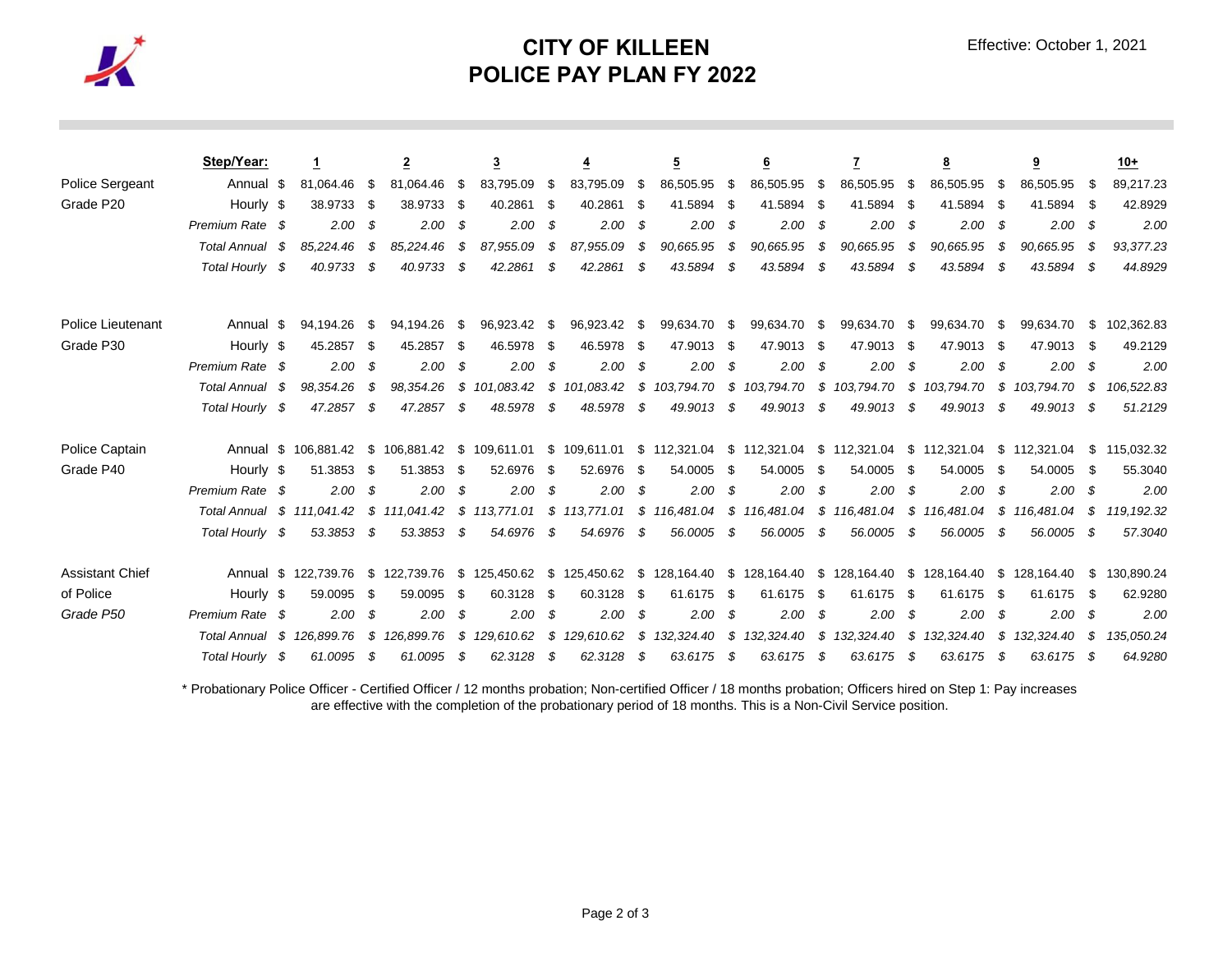# CITY OF KILLEEN
# POLICE PAY PLAN FY 2022

Effective: October 1, 2021

| | Step/Year: | 1 | 2 | 3 | 4 | 5 | 6 | 7 | 8 | 9 | 10+ |
|---|---|---|---|---|---|---|---|---|---|---|---|
| Police Sergeant | Annual | $ 81,064.46 | $ 81,064.46 | $ 83,795.09 | $ 83,795.09 | $ 86,505.95 | $ 86,505.95 | $ 86,505.95 | $ 86,505.95 | $ 86,505.95 | $ 89,217.23 |
| Grade P20 | Hourly | $ 38.9733 | $ 38.9733 | $ 40.2861 | $ 40.2861 | $ 41.5894 | $ 41.5894 | $ 41.5894 | $ 41.5894 | $ 41.5894 | $ 42.8929 |
| | *Premium Rate* | *$ 2.00* | *$ 2.00* | *$ 2.00* | *$ 2.00* | *$ 2.00* | *$ 2.00* | *$ 2.00* | *$ 2.00* | *$ 2.00* | *$ 2.00* |
| | *Total Annual* | *$ 85,224.46* | *$ 85,224.46* | *$ 87,955.09* | *$ 87,955.09* | *$ 90,665.95* | *$ 90,665.95* | *$ 90,665.95* | *$ 90,665.95* | *$ 90,665.95* | *$ 93,377.23* |
| | *Total Hourly* | *$ 40.9733* | *$ 40.9733* | *$ 42.2861* | *$ 42.2861* | *$ 43.5894* | *$ 43.5894* | *$ 43.5894* | *$ 43.5894* | *$ 43.5894* | *$ 44.8929* |
| Police Lieutenant | Annual | $ 94,194.26 | $ 94,194.26 | $ 96,923.42 | $ 96,923.42 | $ 99,634.70 | $ 99,634.70 | $ 99,634.70 | $ 99,634.70 | $ 99,634.70 | $ 102,362.83 |
| Grade P30 | Hourly | $ 45.2857 | $ 45.2857 | $ 46.5978 | $ 46.5978 | $ 47.9013 | $ 47.9013 | $ 47.9013 | $ 47.9013 | $ 47.9013 | $ 49.2129 |
| | *Premium Rate* | *$ 2.00* | *$ 2.00* | *$ 2.00* | *$ 2.00* | *$ 2.00* | *$ 2.00* | *$ 2.00* | *$ 2.00* | *$ 2.00* | *$ 2.00* |
| | *Total Annual* | *$ 98,354.26* | *$ 98,354.26* | *$ 101,083.42* | *$ 101,083.42* | *$ 103,794.70* | *$ 103,794.70* | *$ 103,794.70* | *$ 103,794.70* | *$ 103,794.70* | *$ 106,522.83* |
| | *Total Hourly* | *$ 47.2857* | *$ 47.2857* | *$ 48.5978* | *$ 48.5978* | *$ 49.9013* | *$ 49.9013* | *$ 49.9013* | *$ 49.9013* | *$ 49.9013* | *$ 51.2129* |
| Police Captain | Annual | $ 106,881.42 | $ 106,881.42 | $ 109,611.01 | $ 109,611.01 | $ 112,321.04 | $ 112,321.04 | $ 112,321.04 | $ 112,321.04 | $ 112,321.04 | $ 115,032.32 |
| Grade P40 | Hourly | $ 51.3853 | $ 51.3853 | $ 52.6976 | $ 52.6976 | $ 54.0005 | $ 54.0005 | $ 54.0005 | $ 54.0005 | $ 54.0005 | $ 55.3040 |
| | *Premium Rate* | *$ 2.00* | *$ 2.00* | *$ 2.00* | *$ 2.00* | *$ 2.00* | *$ 2.00* | *$ 2.00* | *$ 2.00* | *$ 2.00* | *$ 2.00* |
| | *Total Annual* | *$ 111,041.42* | *$ 111,041.42* | *$ 113,771.01* | *$ 113,771.01* | *$ 116,481.04* | *$ 116,481.04* | *$ 116,481.04* | *$ 116,481.04* | *$ 116,481.04* | *$ 119,192.32* |
| | *Total Hourly* | *$ 53.3853* | *$ 53.3853* | *$ 54.6976* | *$ 54.6976* | *$ 56.0005* | *$ 56.0005* | *$ 56.0005* | *$ 56.0005* | *$ 56.0005* | *$ 57.3040* |
| Assistant Chief | Annual | $ 122,739.76 | $ 122,739.76 | $ 125,450.62 | $ 125,450.62 | $ 128,164.40 | $ 128,164.40 | $ 128,164.40 | $ 128,164.40 | $ 128,164.40 | $ 130,890.24 |
| of Police | Hourly | $ 59.0095 | $ 59.0095 | $ 60.3128 | $ 60.3128 | $ 61.6175 | $ 61.6175 | $ 61.6175 | $ 61.6175 | $ 61.6175 | $ 62.9280 |
| *Grade P50* | *Premium Rate* | *$ 2.00* | *$ 2.00* | *$ 2.00* | *$ 2.00* | *$ 2.00* | *$ 2.00* | *$ 2.00* | *$ 2.00* | *$ 2.00* | *$ 2.00* |
| | *Total Annual* | *$ 126,899.76* | *$ 126,899.76* | *$ 129,610.62* | *$ 129,610.62* | *$ 132,324.40* | *$ 132,324.40* | *$ 132,324.40* | *$ 132,324.40* | *$ 132,324.40* | *$ 135,050.24* |
| | *Total Hourly* | *$ 61.0095* | *$ 61.0095* | *$ 62.3128* | *$ 62.3128* | *$ 63.6175* | *$ 63.6175* | *$ 63.6175* | *$ 63.6175* | *$ 63.6175* | *$ 64.9280* |

* Probationary Police Officer - Certified Officer / 12 months probation; Non-certified Officer / 18 months probation; Officers hired on Step 1: Pay increases are effective with the completion of the probationary period of 18 months. This is a Non-Civil Service position.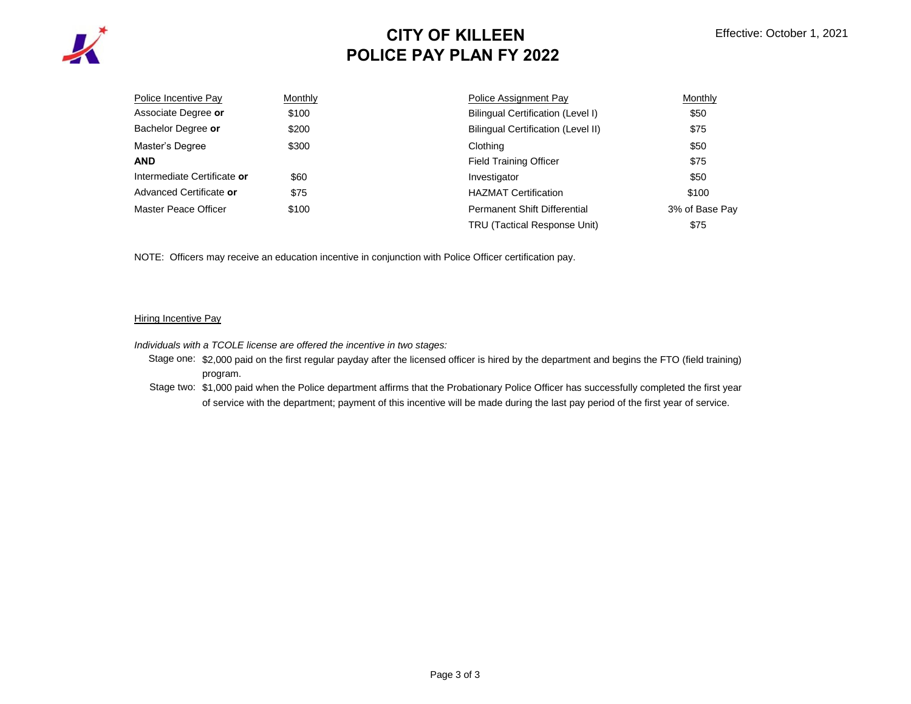# CITY OF KILLEEN
# POLICE PAY PLAN FY 2022

Effective: October 1, 2021

| Police Incentive Pay | Monthly |
|---|---|
| Associate Degree **or** | $100 |
| Bachelor Degree **or** | $200 |
| Master's Degree | $300 |
| **AND** | |
| Intermediate Certificate **or** | $60 |
| Advanced Certificate **or** | $75 |
| Master Peace Officer | $100 |

| Police Assignment Pay | Monthly |
|---|---|
| Bilingual Certification (Level I) | $50 |
| Bilingual Certification (Level II) | $75 |
| Clothing | $50 |
| Field Training Officer | $75 |
| Investigator | $50 |
| HAZMAT Certification | $100 |
| Permanent Shift Differential | 3% of Base Pay |
| TRU (Tactical Response Unit) | $75 |

NOTE: Officers may receive an education incentive in conjunction with Police Officer certification pay.

Hiring Incentive Pay

*Individuals with a TCOLE license are offered the incentive in two stages:*

Stage one: $2,000 paid on the first regular payday after the licensed officer is hired by the department and begins the FTO (field training) program.

Stage two: $1,000 paid when the Police department affirms that the Probationary Police Officer has successfully completed the first year of service with the department; payment of this incentive will be made during the last pay period of the first year of service.